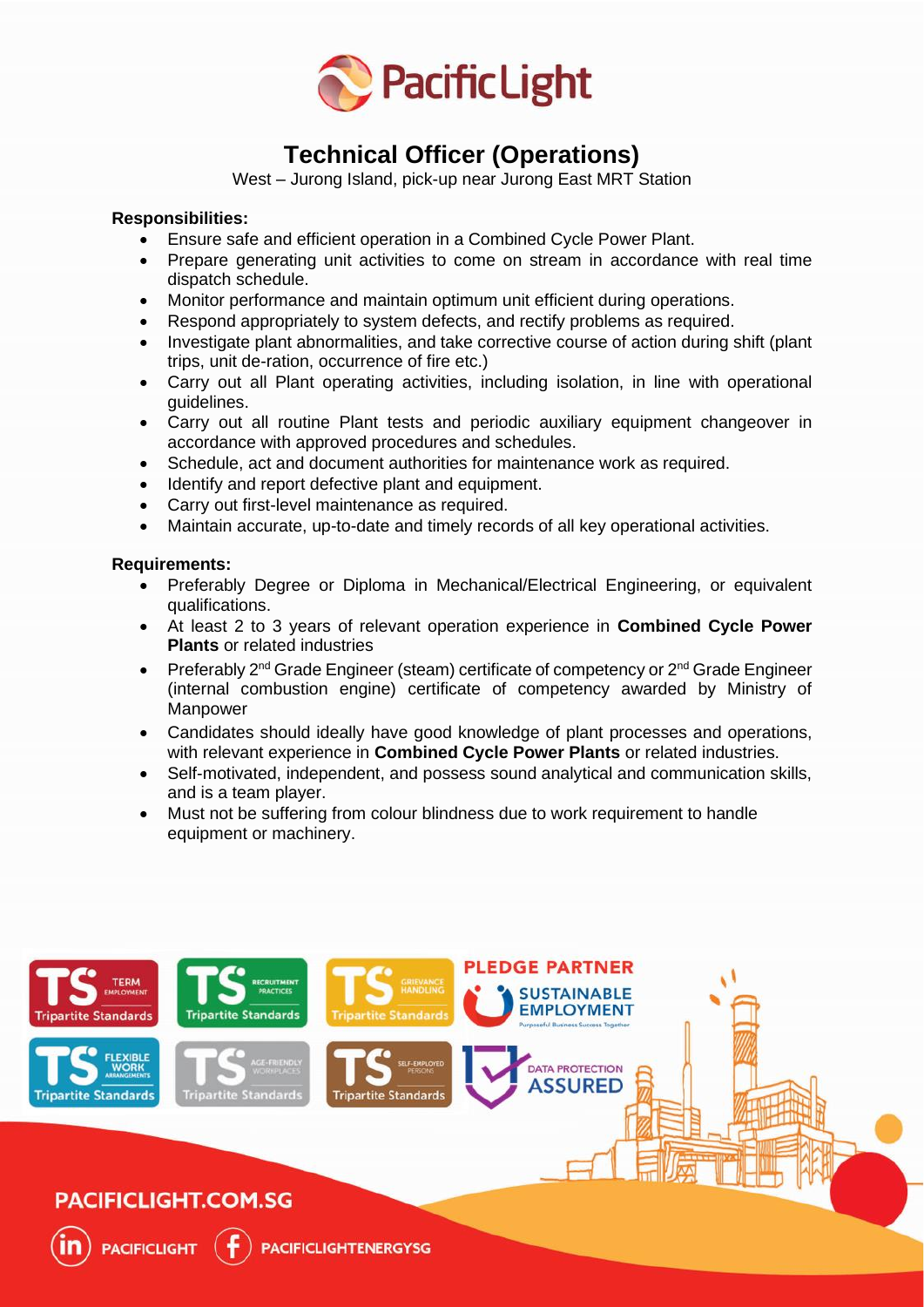PacificLight

# Technical Officer (Operations)

West – Jurong Island, pick-up near Jurong East MRT Station

**Responsibilities:**

- Ensure safe and efficient operation in a Combined Cycle Power Plant.
- Prepare generating unit activities to come on stream in accordance with real time dispatch schedule.
- Monitor performance and maintain optimum unit efficient during operations.
- Respond appropriately to system defects, and rectify problems as required.
- Investigate plant abnormalities, and take corrective course of action during shift (plant trips, unit de-ration, occurrence of fire etc.)
- Carry out all Plant operating activities, including isolation, in line with operational guidelines.
- Carry out all routine Plant tests and periodic auxiliary equipment changeover in accordance with approved procedures and schedules.
- Schedule, act and document authorities for maintenance work as required.
- Identify and report defective plant and equipment.
- Carry out first-level maintenance as required.
- Maintain accurate, up-to-date and timely records of all key operational activities.

**Requirements:**

- Preferably Degree or Diploma in Mechanical/Electrical Engineering, or equivalent qualifications.
- At least 2 to 3 years of relevant operation experience in **Combined Cycle Power Plants** or related industries
- Preferably 2nd Grade Engineer (steam) certificate of competency or 2nd Grade Engineer (internal combustion engine) certificate of competency awarded by Ministry of Manpower
- Candidates should ideally have good knowledge of plant processes and operations, with relevant experience in **Combined Cycle Power Plants** or related industries.
- Self-motivated, independent, and possess sound analytical and communication skills, and is a team player.
- Must not be suffering from colour blindness due to work requirement to handle equipment or machinery.

TS TERM EMPLOYMENT Tripartite Standards | TS RECRUITMENT PRACTICES Tripartite Standards | TS GRIEVANCE HANDLING Tripartite Standards | PLEDGE PARTNER SUSTAINABLE EMPLOYMENT Purposeful Business Success Together

TS FLEXIBLE WORK ARRANGEMENTS Tripartite Standards | TS AGE-FRIENDLY WORKPLACES Tripartite Standards | TS SELF-EMPLOYED PERSONS Tripartite Standards | DATA PROTECTION ASSURED

PACIFICLIGHT.COM.SG

PACIFICLIGHT | PACIFICLIGHTENERGYSG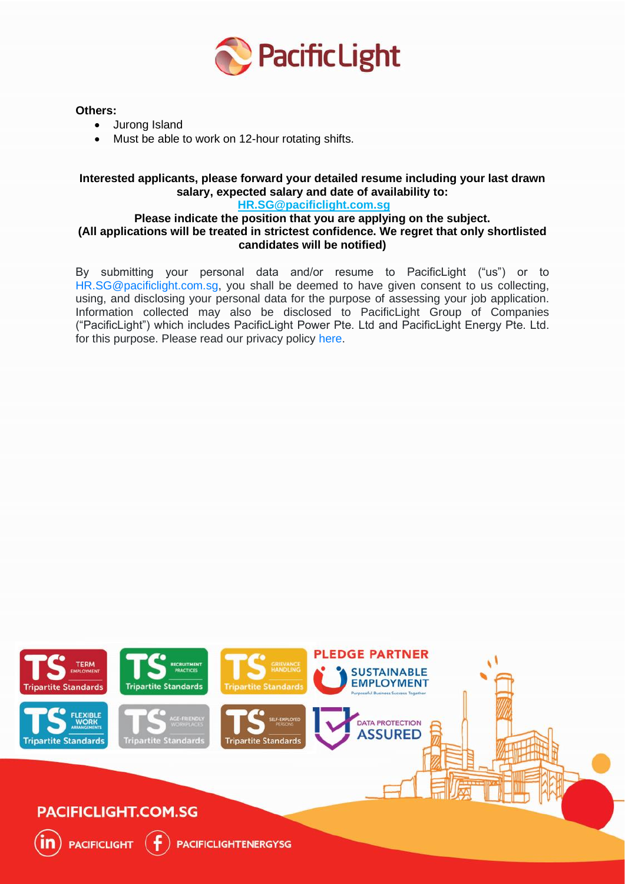**Others:**

- Jurong Island
- Must be able to work on 12-hour rotating shifts.

**Interested applicants, please forward your detailed resume including your last drawn salary, expected salary and date of availability to:**
**HR.SG@pacificlight.com.sg**
**Please indicate the position that you are applying on the subject.**
**(All applications will be treated in strictest confidence. We regret that only shortlisted candidates will be notified)**

By submitting your personal data and/or resume to PacificLight ("us") or to HR.SG@pacificlight.com.sg, you shall be deemed to have given consent to us collecting, using, and disclosing your personal data for the purpose of assessing your job application. Information collected may also be disclosed to PacificLight Group of Companies ("PacificLight") which includes PacificLight Power Pte. Ltd and PacificLight Energy Pte. Ltd. for this purpose. Please read our privacy policy here.

PACIFICLIGHT.COM.SG

PACIFICLIGHT PACIFICLIGHTENERGYSG